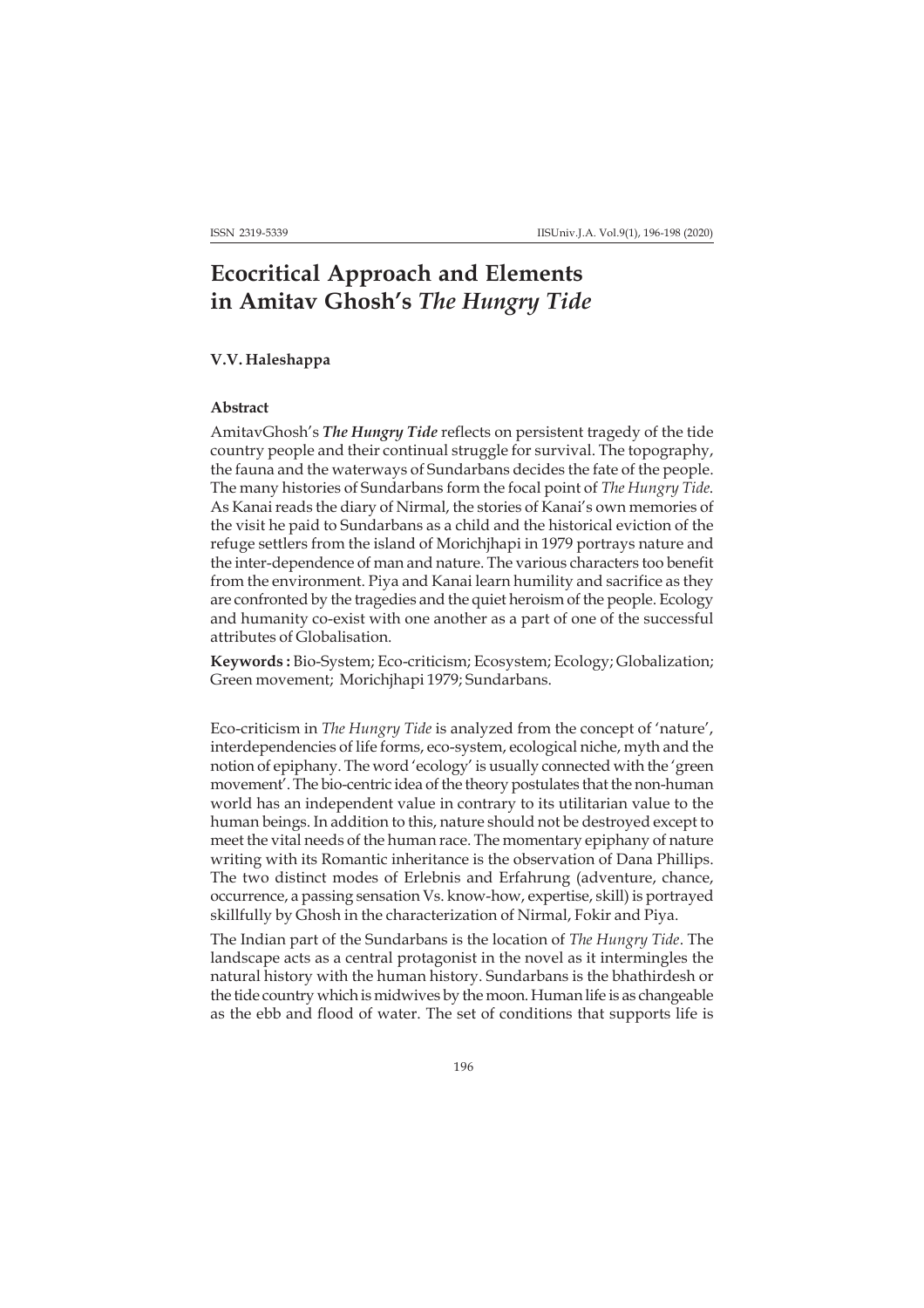# Ecocritical Approach and Elements in Amitav Ghosh's *The Hungry Tide*

**V.V. Haleshappa**

### Abstract

AmitavGhosh's ***The Hungry Tide*** reflects on persistent tragedy of the tide country people and their continual struggle for survival. The topography, the fauna and the waterways of Sundarbans decides the fate of the people. The many histories of Sundarbans form the focal point of *The Hungry Tide*. As Kanai reads the diary of Nirmal, the stories of Kanai's own memories of the visit he paid to Sundarbans as a child and the historical eviction of the refuge settlers from the island of Morichjhapi in 1979 portrays nature and the inter-dependence of man and nature. The various characters too benefit from the environment. Piya and Kanai learn humility and sacrifice as they are confronted by the tragedies and the quiet heroism of the people. Ecology and humanity co-exist with one another as a part of one of the successful attributes of Globalisation.

**Keywords :** Bio-System; Eco-criticism; Ecosystem; Ecology; Globalization; Green movement; Morichjhapi 1979; Sundarbans.

Eco-criticism in *The Hungry Tide* is analyzed from the concept of 'nature', interdependencies of life forms, eco-system, ecological niche, myth and the notion of epiphany. The word 'ecology' is usually connected with the 'green movement'. The bio-centric idea of the theory postulates that the non-human world has an independent value in contrary to its utilitarian value to the human beings. In addition to this, nature should not be destroyed except to meet the vital needs of the human race. The momentary epiphany of nature writing with its Romantic inheritance is the observation of Dana Phillips. The two distinct modes of Erlebnis and Erfahrung (adventure, chance, occurrence, a passing sensation Vs. know-how, expertise, skill) is portrayed skillfully by Ghosh in the characterization of Nirmal, Fokir and Piya.

The Indian part of the Sundarbans is the location of *The Hungry Tide*. The landscape acts as a central protagonist in the novel as it intermingles the natural history with the human history. Sundarbans is the bhathirdesh or the tide country which is midwives by the moon. Human life is as changeable as the ebb and flood of water. The set of conditions that supports life is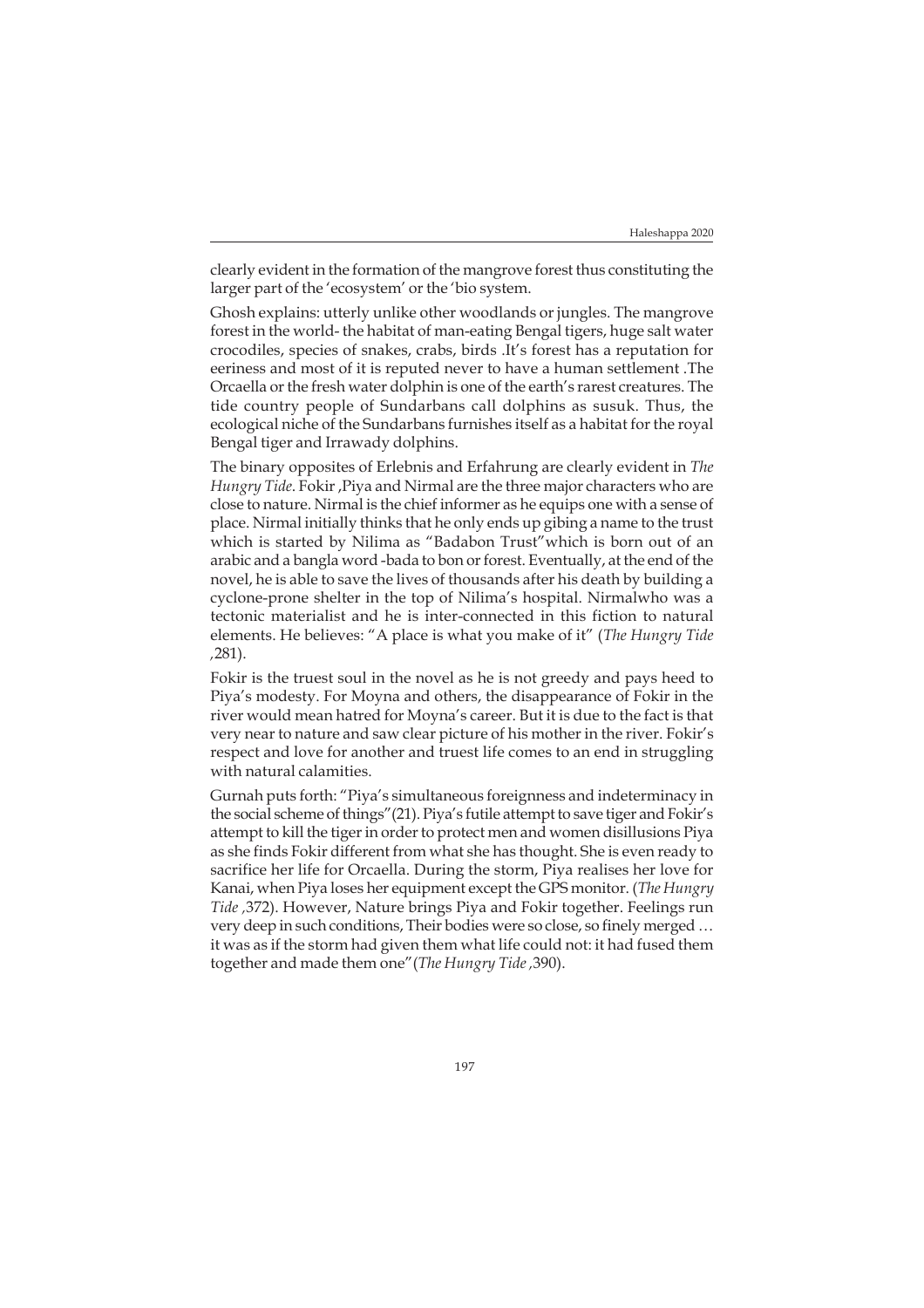clearly evident in the formation of the mangrove forest thus constituting the larger part of the 'ecosystem' or the 'bio system.

Ghosh explains: utterly unlike other woodlands or jungles. The mangrove forest in the world- the habitat of man-eating Bengal tigers, huge salt water crocodiles, species of snakes, crabs, birds .It's forest has a reputation for eeriness and most of it is reputed never to have a human settlement .The Orcaella or the fresh water dolphin is one of the earth's rarest creatures. The tide country people of Sundarbans call dolphins as susuk. Thus, the ecological niche of the Sundarbans furnishes itself as a habitat for the royal Bengal tiger and Irrawady dolphins.

The binary opposites of Erlebnis and Erfahrung are clearly evident in *The Hungry Tide*. Fokir ,Piya and Nirmal are the three major characters who are close to nature. Nirmal is the chief informer as he equips one with a sense of place. Nirmal initially thinks that he only ends up gibing a name to the trust which is started by Nilima as "Badabon Trust"which is born out of an arabic and a bangla word -bada to bon or forest. Eventually, at the end of the novel, he is able to save the lives of thousands after his death by building a cyclone-prone shelter in the top of Nilima's hospital. Nirmalwho was a tectonic materialist and he is inter-connected in this fiction to natural elements. He believes: "A place is what you make of it" (*The Hungry Tide* ,281).

Fokir is the truest soul in the novel as he is not greedy and pays heed to Piya's modesty. For Moyna and others, the disappearance of Fokir in the river would mean hatred for Moyna's career. But it is due to the fact is that very near to nature and saw clear picture of his mother in the river. Fokir's respect and love for another and truest life comes to an end in struggling with natural calamities.

Gurnah puts forth: "Piya's simultaneous foreignness and indeterminacy in the social scheme of things"(21). Piya's futile attempt to save tiger and Fokir's attempt to kill the tiger in order to protect men and women disillusions Piya as she finds Fokir different from what she has thought. She is even ready to sacrifice her life for Orcaella. During the storm, Piya realises her love for Kanai, when Piya loses her equipment except the GPS monitor. (*The Hungry Tide* ,372). However, Nature brings Piya and Fokir together. Feelings run very deep in such conditions, Their bodies were so close, so finely merged … it was as if the storm had given them what life could not: it had fused them together and made them one"(*The Hungry Tide* ,390).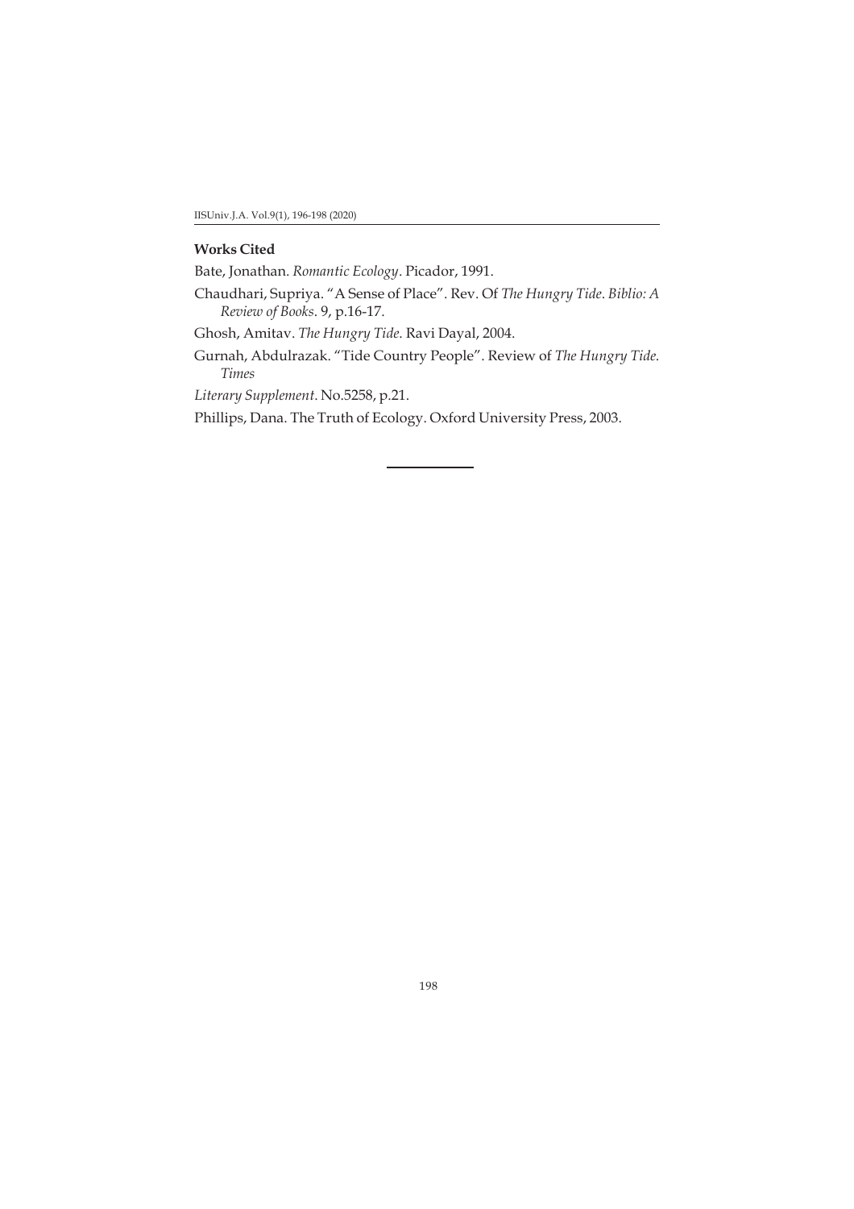**Works Cited**

Bate, Jonathan. *Romantic Ecology*. Picador, 1991.

Chaudhari, Supriya. "A Sense of Place". Rev. Of *The Hungry Tide*. *Biblio: A Review of Books*. 9, p.16-17.

Ghosh, Amitav. *The Hungry Tide*. Ravi Dayal, 2004.

Gurnah, Abdulrazak. "Tide Country People". Review of *The Hungry Tide*. *Times*

*Literary Supplement*. No.5258, p.21.

Phillips, Dana. The Truth of Ecology. Oxford University Press, 2003.